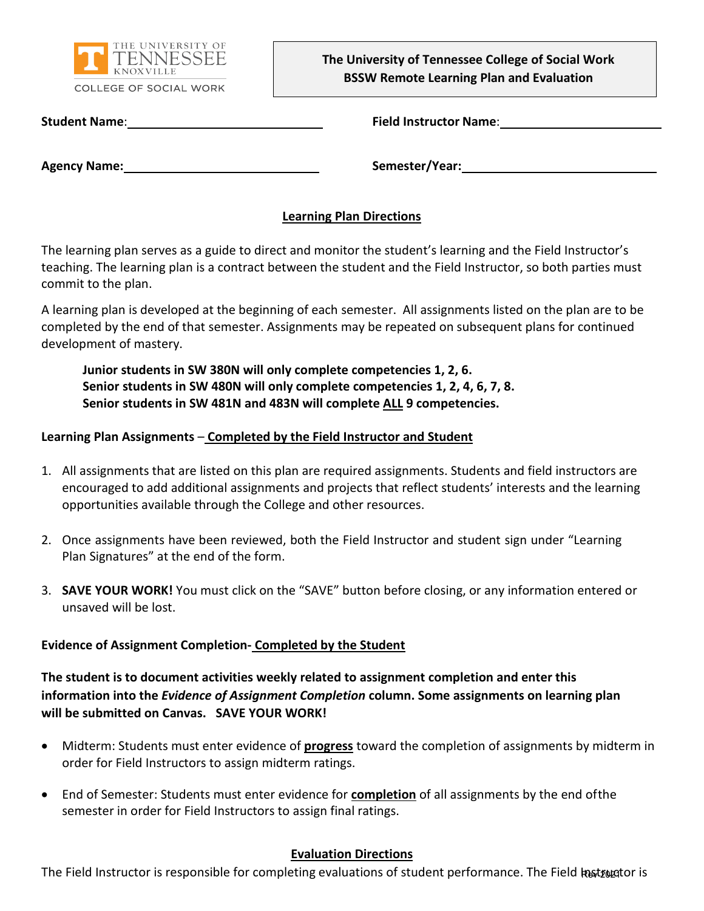THE UNIVERSITY OF TENNESSEE KNOXVILLE
COLLEGE OF SOCIAL WORK

**The University of Tennessee College of Social Work**
**BSSW Remote Learning Plan and Evaluation**

**Student Name**: ______________________________ **Field Instructor Name**: ______________________________

**Agency Name:** ______________________________ **Semester/Year:** ______________________________

## Learning Plan Directions

The learning plan serves as a guide to direct and monitor the student's learning and the Field Instructor's teaching. The learning plan is a contract between the student and the Field Instructor, so both parties must commit to the plan.

A learning plan is developed at the beginning of each semester. All assignments listed on the plan are to be completed by the end of that semester. Assignments may be repeated on subsequent plans for continued development of mastery.

> **Junior students in SW 380N will only complete competencies 1, 2, 6.**
> **Senior students in SW 480N will only complete competencies 1, 2, 4, 6, 7, 8.**
> **Senior students in SW 481N and 483N will complete ALL 9 competencies.**

### Learning Plan Assignments – Completed by the Field Instructor and Student

1. All assignments that are listed on this plan are required assignments. Students and field instructors are encouraged to add additional assignments and projects that reflect students' interests and the learning opportunities available through the College and other resources.
2. Once assignments have been reviewed, both the Field Instructor and student sign under "Learning Plan Signatures" at the end of the form.
3. **SAVE YOUR WORK!** You must click on the "SAVE" button before closing, or any information entered or unsaved will be lost.

### Evidence of Assignment Completion- Completed by the Student

**The student is to document activities weekly related to assignment completion and enter this information into the *Evidence of Assignment Completion* column. Some assignments on learning plan will be submitted on Canvas. SAVE YOUR WORK!**

- Midterm: Students must enter evidence of **progress** toward the completion of assignments by midterm in order for Field Instructors to assign midterm ratings.
- End of Semester: Students must enter evidence for **completion** of all assignments by the end ofthe semester in order for Field Instructors to assign final ratings.

## Evaluation Directions

The Field Instructor is responsible for completing evaluations of student performance. The Field Instructor is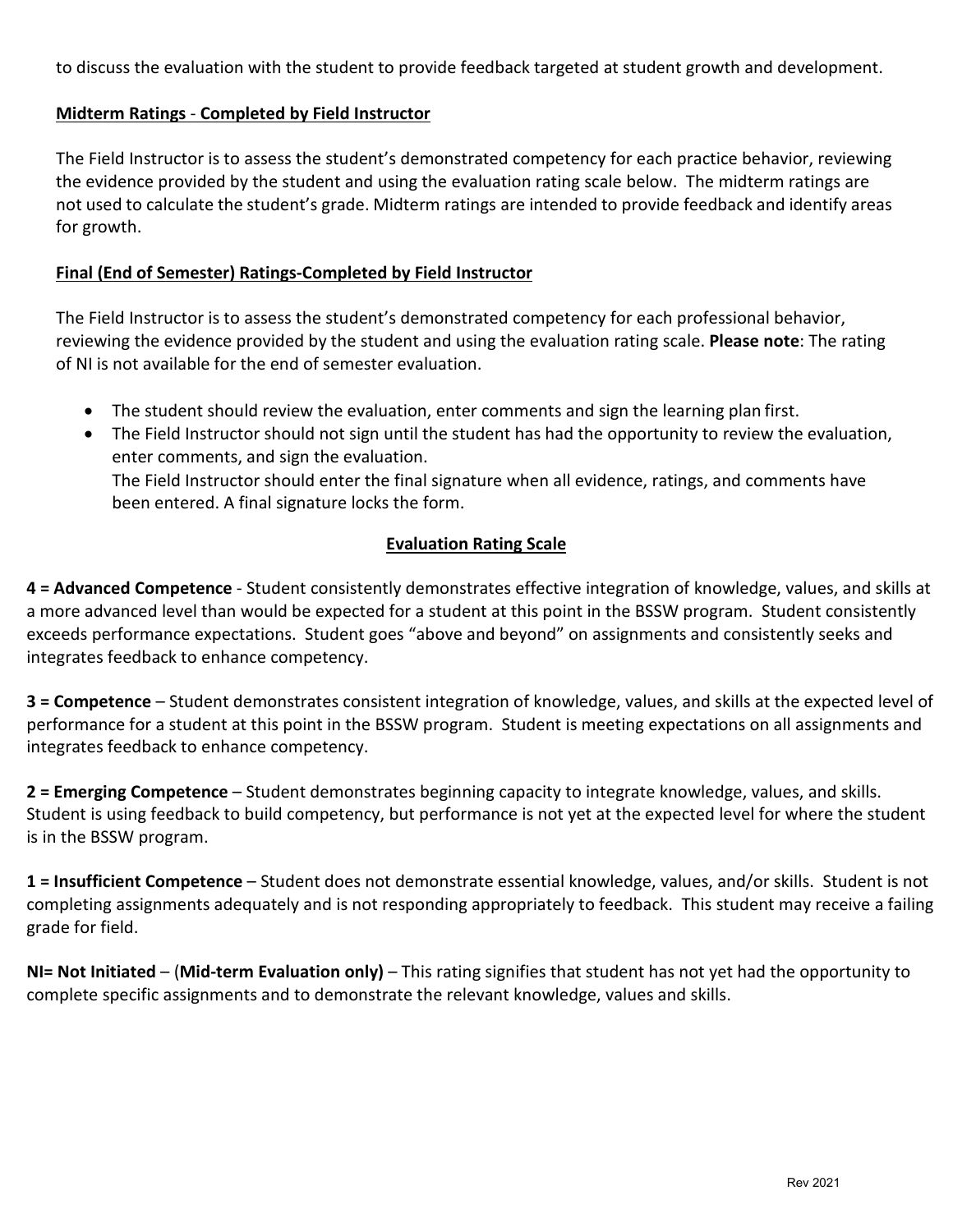to discuss the evaluation with the student to provide feedback targeted at student growth and development.

**Midterm Ratings - Completed by Field Instructor**

The Field Instructor is to assess the student's demonstrated competency for each practice behavior, reviewing the evidence provided by the student and using the evaluation rating scale below. The midterm ratings are not used to calculate the student's grade. Midterm ratings are intended to provide feedback and identify areas for growth.

**Final (End of Semester) Ratings-Completed by Field Instructor**

The Field Instructor is to assess the student's demonstrated competency for each professional behavior, reviewing the evidence provided by the student and using the evaluation rating scale. **Please note**: The rating of NI is not available for the end of semester evaluation.

- The student should review the evaluation, enter comments and sign the learning plan first.
- The Field Instructor should not sign until the student has had the opportunity to review the evaluation, enter comments, and sign the evaluation.
  The Field Instructor should enter the final signature when all evidence, ratings, and comments have been entered. A final signature locks the form.

**Evaluation Rating Scale**

**4 = Advanced Competence** - Student consistently demonstrates effective integration of knowledge, values, and skills at a more advanced level than would be expected for a student at this point in the BSSW program. Student consistently exceeds performance expectations. Student goes "above and beyond" on assignments and consistently seeks and integrates feedback to enhance competency.

**3 = Competence** – Student demonstrates consistent integration of knowledge, values, and skills at the expected level of performance for a student at this point in the BSSW program. Student is meeting expectations on all assignments and integrates feedback to enhance competency.

**2 = Emerging Competence** – Student demonstrates beginning capacity to integrate knowledge, values, and skills. Student is using feedback to build competency, but performance is not yet at the expected level for where the student is in the BSSW program.

**1 = Insufficient Competence** – Student does not demonstrate essential knowledge, values, and/or skills. Student is not completing assignments adequately and is not responding appropriately to feedback. This student may receive a failing grade for field.

**NI= Not Initiated** – (**Mid-term Evaluation only)** – This rating signifies that student has not yet had the opportunity to complete specific assignments and to demonstrate the relevant knowledge, values and skills.

Rev 2021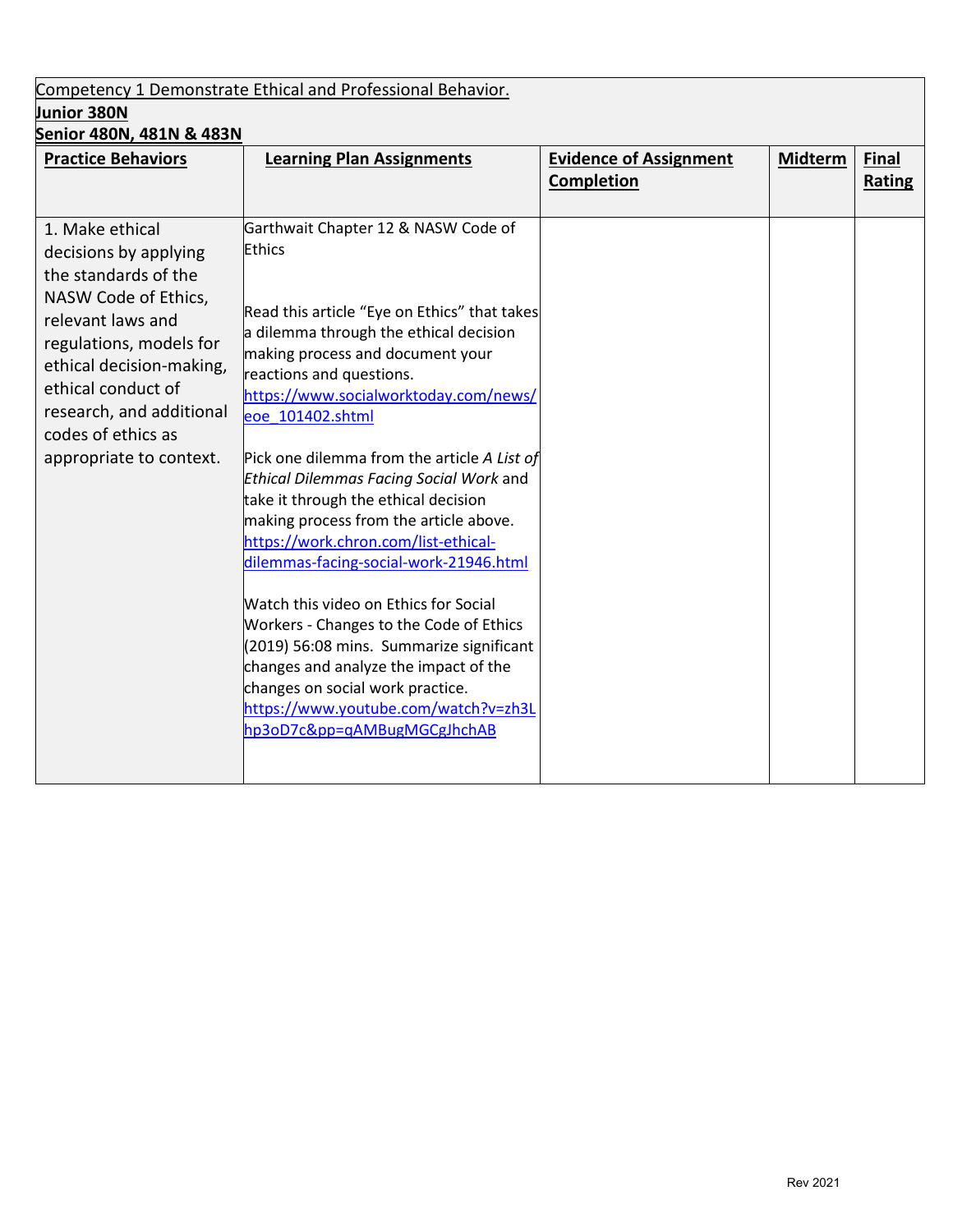Competency 1 Demonstrate Ethical and Professional Behavior.

**Junior 380N**

**Senior 480N, 481N & 483N**

| **Practice Behaviors** | **Learning Plan Assignments** | **Evidence of Assignment Completion** | **Midterm** | **Final Rating** |
|---|---|---|---|---|
| 1. Make ethical decisions by applying the standards of the NASW Code of Ethics, relevant laws and regulations, models for ethical decision-making, ethical conduct of research, and additional codes of ethics as appropriate to context. | Garthwait Chapter 12 & NASW Code of Ethics<br><br>Read this article "Eye on Ethics" that takes a dilemma through the ethical decision making process and document your reactions and questions. https://www.socialworktoday.com/news/eoe_101402.shtml<br><br>Pick one dilemma from the article *A List of Ethical Dilemmas Facing Social Work* and take it through the ethical decision making process from the article above. https://work.chron.com/list-ethical-dilemmas-facing-social-work-21946.html<br><br>Watch this video on Ethics for Social Workers - Changes to the Code of Ethics (2019) 56:08 mins. Summarize significant changes and analyze the impact of the changes on social work practice. https://www.youtube.com/watch?v=zh3Lhp3oD7c&pp=qAMBugMGCgJhchAB | | | |

Rev 2021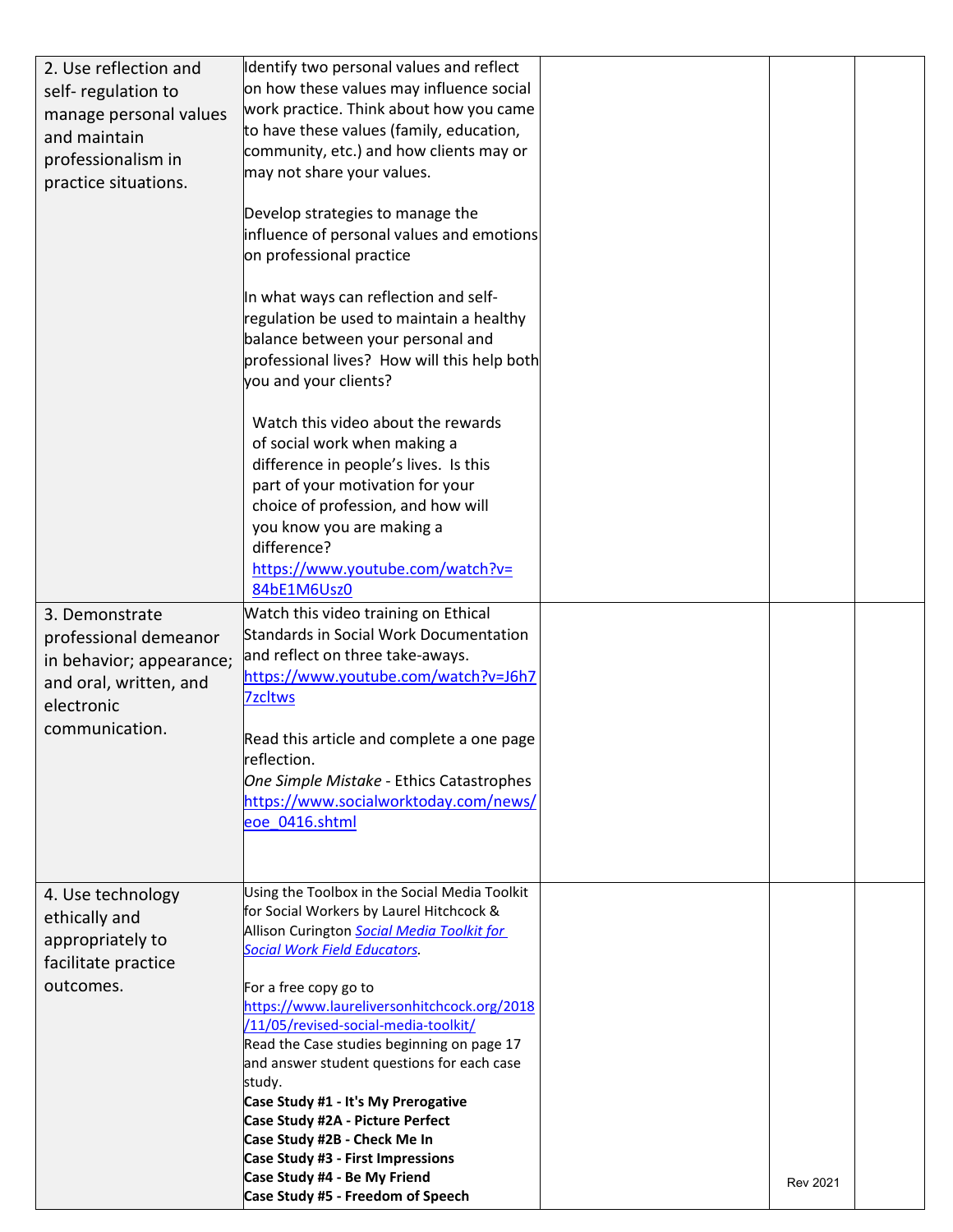| | | | | |
|---|---|---|---|---|
| 2. Use reflection and self- regulation to manage personal values and maintain professionalism in practice situations. | Identify two personal values and reflect on how these values may influence social work practice. Think about how you came to have these values (family, education, community, etc.) and how clients may or may not share your values.<br><br>Develop strategies to manage the influence of personal values and emotions on professional practice<br><br>In what ways can reflection and self-regulation be used to maintain a healthy balance between your personal and professional lives? How will this help both you and your clients?<br><br>Watch this video about the rewards of social work when making a difference in people's lives. Is this part of your motivation for your choice of profession, and how will you know you are making a difference?<br>https://www.youtube.com/watch?v=84bE1M6Usz0 | | | |
| 3. Demonstrate professional demeanor in behavior; appearance; and oral, written, and electronic communication. | Watch this video training on Ethical Standards in Social Work Documentation and reflect on three take-aways.<br>https://www.youtube.com/watch?v=J6h77zcltws<br><br>Read this article and complete a one page reflection.<br>*One Simple Mistake* - Ethics Catastrophes<br>https://www.socialworktoday.com/news/eoe_0416.shtml | | | |
| 4. Use technology ethically and appropriately to facilitate practice outcomes. | Using the Toolbox in the Social Media Toolkit for Social Workers by Laurel Hitchcock & Allison Curington *Social Media Toolkit for Social Work Field Educators.*<br><br>For a free copy go to<br>https://www.laureliversonhitchcock.org/2018/11/05/revised-social-media-toolkit/<br>Read the Case studies beginning on page 17 and answer student questions for each case study.<br>**Case Study #1 - It's My Prerogative**<br>**Case Study #2A - Picture Perfect**<br>**Case Study #2B - Check Me In**<br>**Case Study #3 - First Impressions**<br>**Case Study #4 - Be My Friend**<br>**Case Study #5 - Freedom of Speech** | | Rev 2021 | |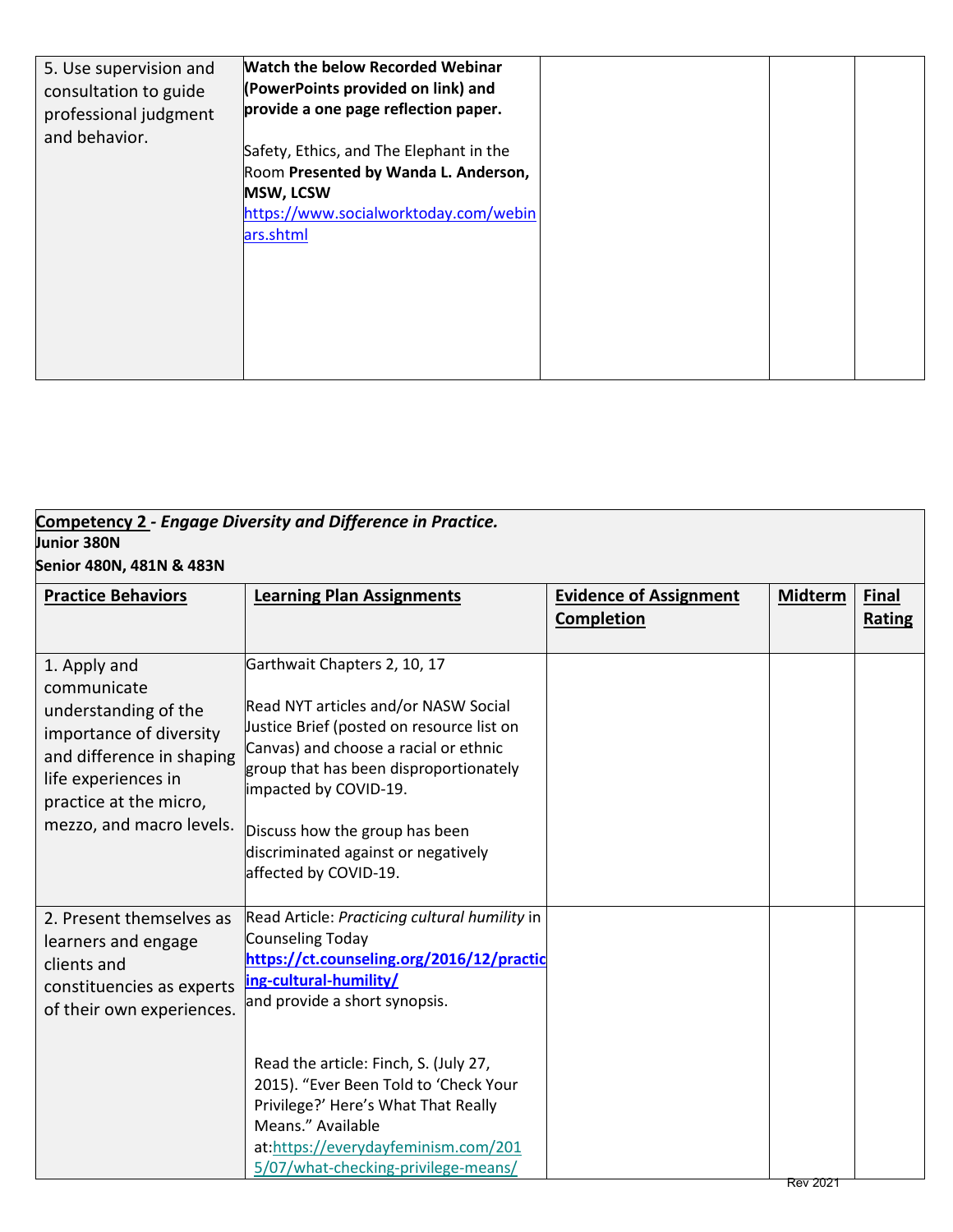| | | | | |
|---|---|---|---|---|
| 5. Use supervision and consultation to guide professional judgment and behavior. | **Watch the below Recorded Webinar (PowerPoints provided on link) and provide a one page reflection paper.**<br><br>Safety, Ethics, and The Elephant in the Room **Presented by Wanda L. Anderson, MSW, LCSW**<br>https://www.socialworktoday.com/webinars.shtml | | | |

**Competency 2** - *Engage Diversity and Difference in Practice.*
**Junior 380N**
**Senior 480N, 481N & 483N**

| Practice Behaviors | Learning Plan Assignments | Evidence of Assignment Completion | Midterm | Final Rating |
|---|---|---|---|---|
| 1. Apply and communicate understanding of the importance of diversity and difference in shaping life experiences in practice at the micro, mezzo, and macro levels. | Garthwait Chapters 2, 10, 17<br><br>Read NYT articles and/or NASW Social Justice Brief (posted on resource list on Canvas) and choose a racial or ethnic group that has been disproportionately impacted by COVID-19.<br><br>Discuss how the group has been discriminated against or negatively affected by COVID-19. | | | |
| 2. Present themselves as learners and engage clients and constituencies as experts of their own experiences. | Read Article: *Practicing cultural humility* in Counseling Today **https://ct.counseling.org/2016/12/practicing-cultural-humility/** and provide a short synopsis.<br><br>Read the article: Finch, S. (July 27, 2015). "Ever Been Told to 'Check Your Privilege?' Here's What That Really Means." Available at:https://everydayfeminism.com/2015/07/what-checking-privilege-means/ | | | |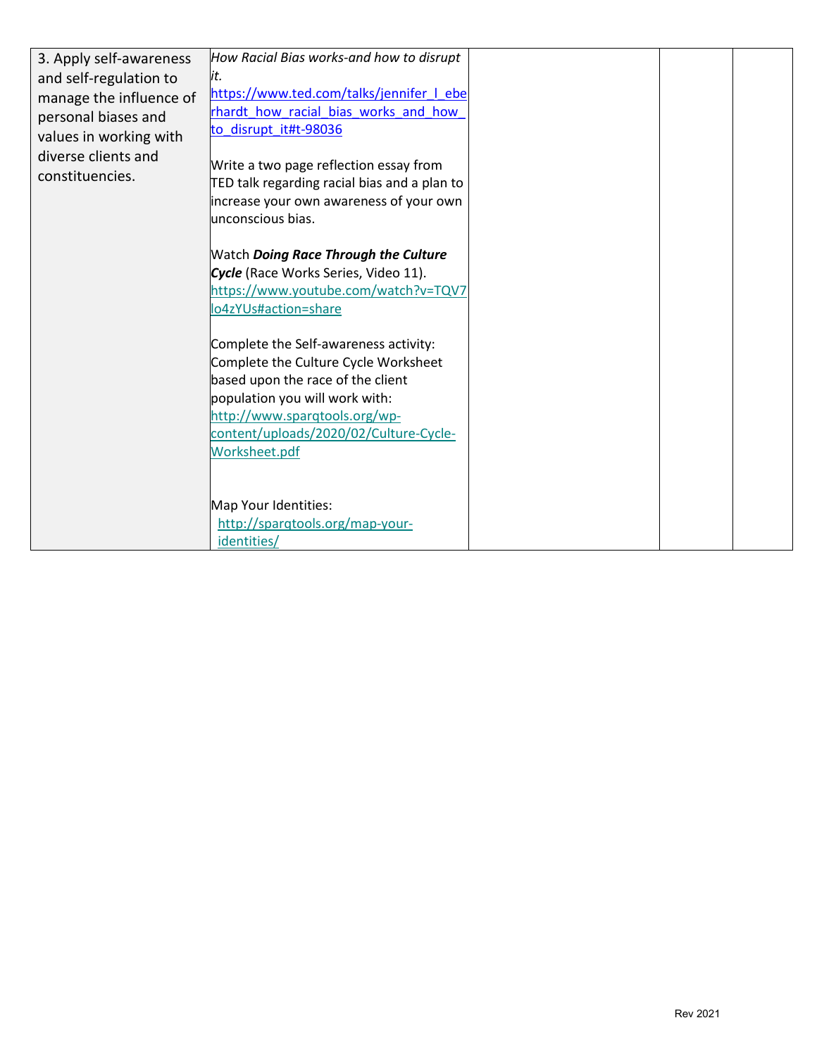| | | | | |
|---|---|---|---|---|
| 3. Apply self-awareness and self-regulation to manage the influence of personal biases and values in working with diverse clients and constituencies. | *How Racial Bias works-and how to disrupt it.*<br>https://www.ted.com/talks/jennifer_l_eberhardt_how_racial_bias_works_and_how_to_disrupt_it#t-98036<br><br>Write a two page reflection essay from TED talk regarding racial bias and a plan to increase your own awareness of your own unconscious bias.<br><br>Watch ***Doing Race Through the Culture Cycle*** (Race Works Series, Video 11).<br>https://www.youtube.com/watch?v=TQV7lo4zYUs#action=share<br><br>Complete the Self-awareness activity: Complete the Culture Cycle Worksheet based upon the race of the client population you will work with:<br>http://www.sparqtools.org/wp-content/uploads/2020/02/Culture-Cycle-Worksheet.pdf<br><br>Map Your Identities:<br>http://sparqtools.org/map-your-identities/ | | | |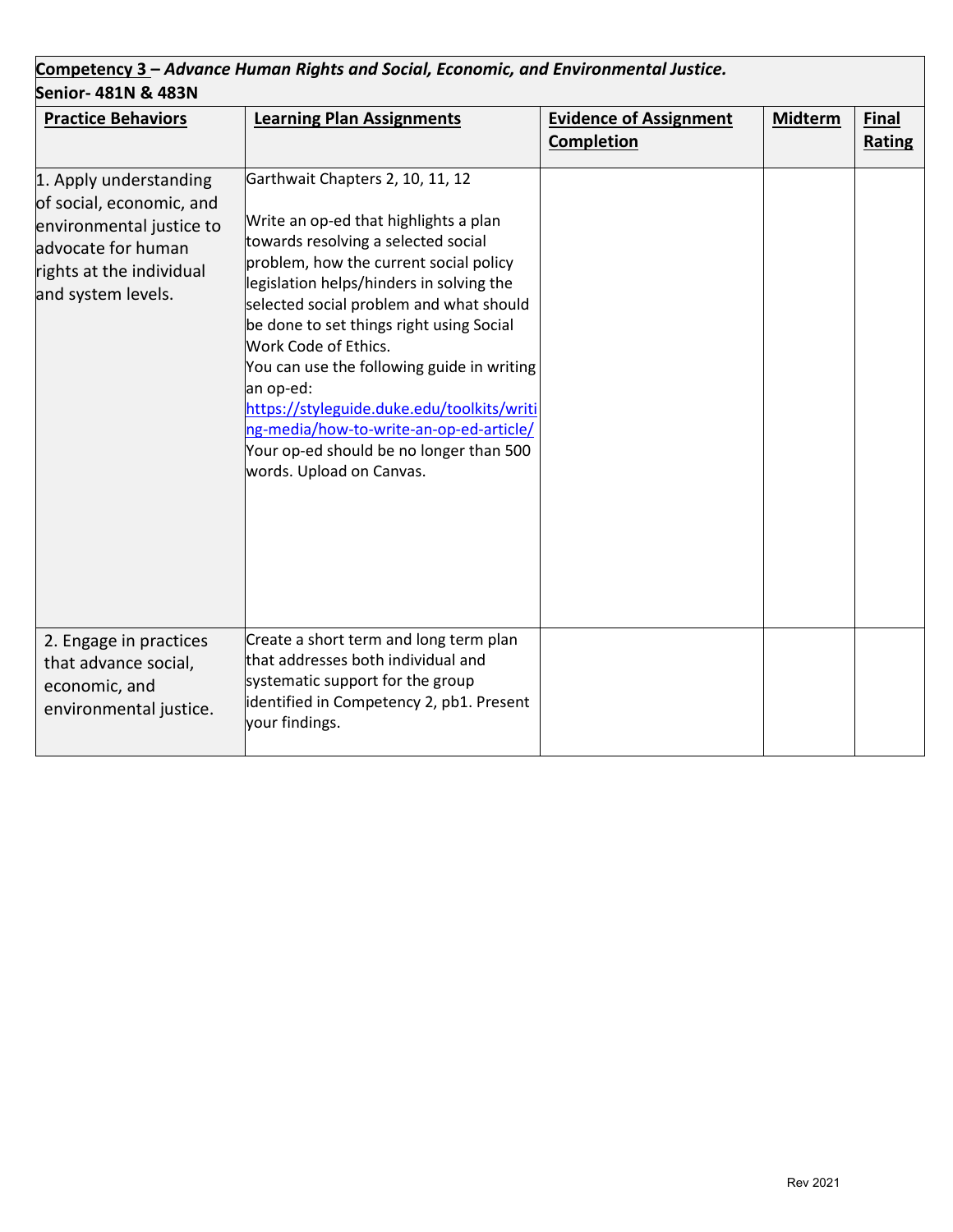**Competency 3 –** ***Advance Human Rights and Social, Economic, and Environmental Justice.***

**Senior- 481N & 483N**

| **Practice Behaviors** | **Learning Plan Assignments** | **Evidence of Assignment Completion** | **Midterm** | **Final Rating** |
|---|---|---|---|---|
| 1. Apply understanding of social, economic, and environmental justice to advocate for human rights at the individual and system levels. | Garthwait Chapters 2, 10, 11, 12<br><br>Write an op-ed that highlights a plan towards resolving a selected social problem, how the current social policy legislation helps/hinders in solving the selected social problem and what should be done to set things right using Social Work Code of Ethics.<br>You can use the following guide in writing an op-ed:<br>[https://styleguide.duke.edu/toolkits/writing-media/how-to-write-an-op-ed-article/](https://styleguide.duke.edu/toolkits/writing-media/how-to-write-an-op-ed-article/)<br>Your op-ed should be no longer than 500 words. Upload on Canvas. | | | |
| 2. Engage in practices that advance social, economic, and environmental justice. | Create a short term and long term plan that addresses both individual and systematic support for the group identified in Competency 2, pb1. Present your findings. | | | |

Rev 2021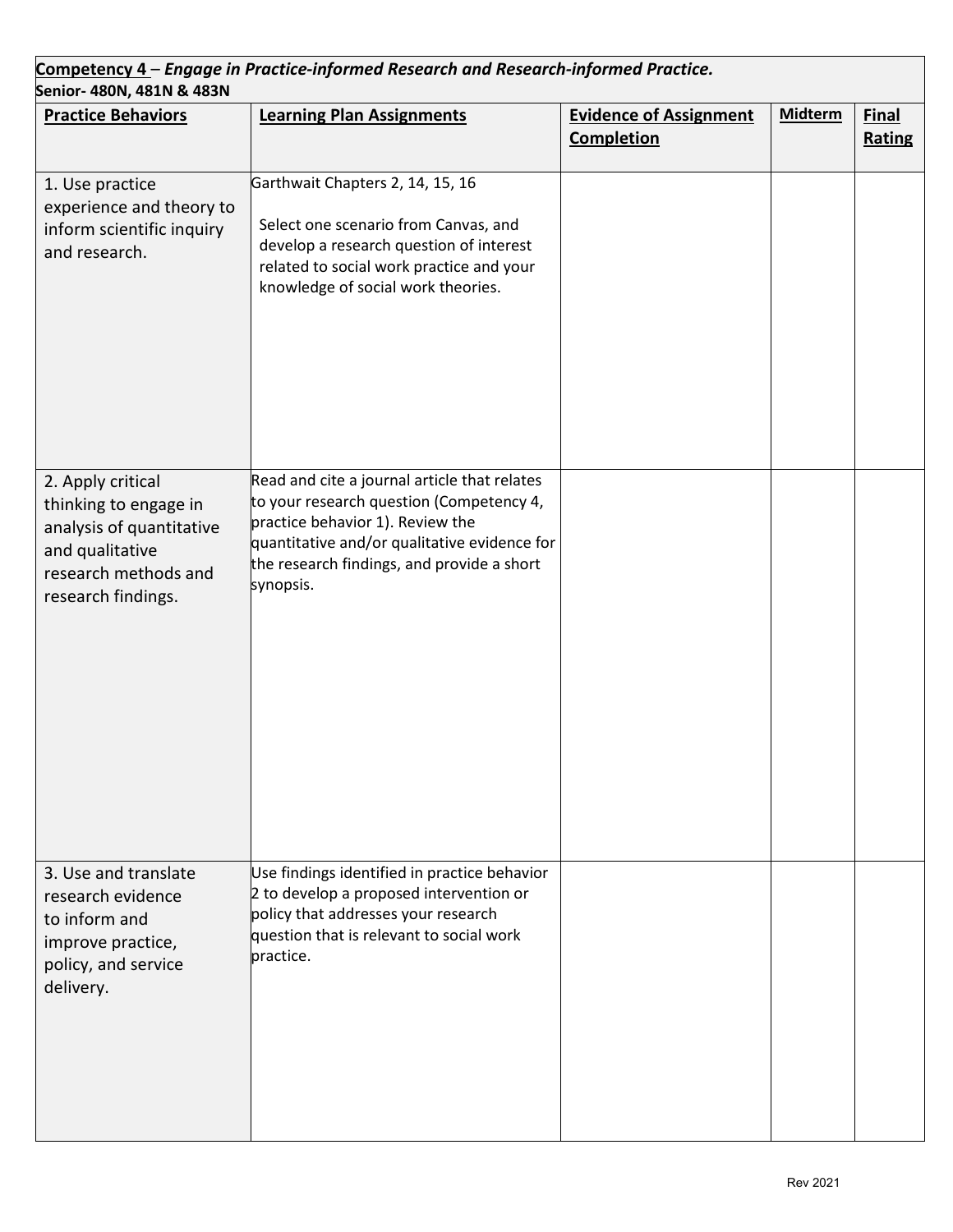**Competency 4** – ***Engage in Practice-informed Research and Research-informed Practice.***
**Senior- 480N, 481N & 483N**

| **Practice Behaviors** | **Learning Plan Assignments** | **Evidence of Assignment Completion** | **Midterm** | **Final Rating** |
|---|---|---|---|---|
| 1. Use practice experience and theory to inform scientific inquiry and research. | Garthwait Chapters 2, 14, 15, 16<br><br>Select one scenario from Canvas, and develop a research question of interest related to social work practice and your knowledge of social work theories. | | | |
| 2. Apply critical thinking to engage in analysis of quantitative and qualitative research methods and research findings. | Read and cite a journal article that relates to your research question (Competency 4, practice behavior 1). Review the quantitative and/or qualitative evidence for the research findings, and provide a short synopsis. | | | |
| 3. Use and translate research evidence to inform and improve practice, policy, and service delivery. | Use findings identified in practice behavior 2 to develop a proposed intervention or policy that addresses your research question that is relevant to social work practice. | | | |

Rev 2021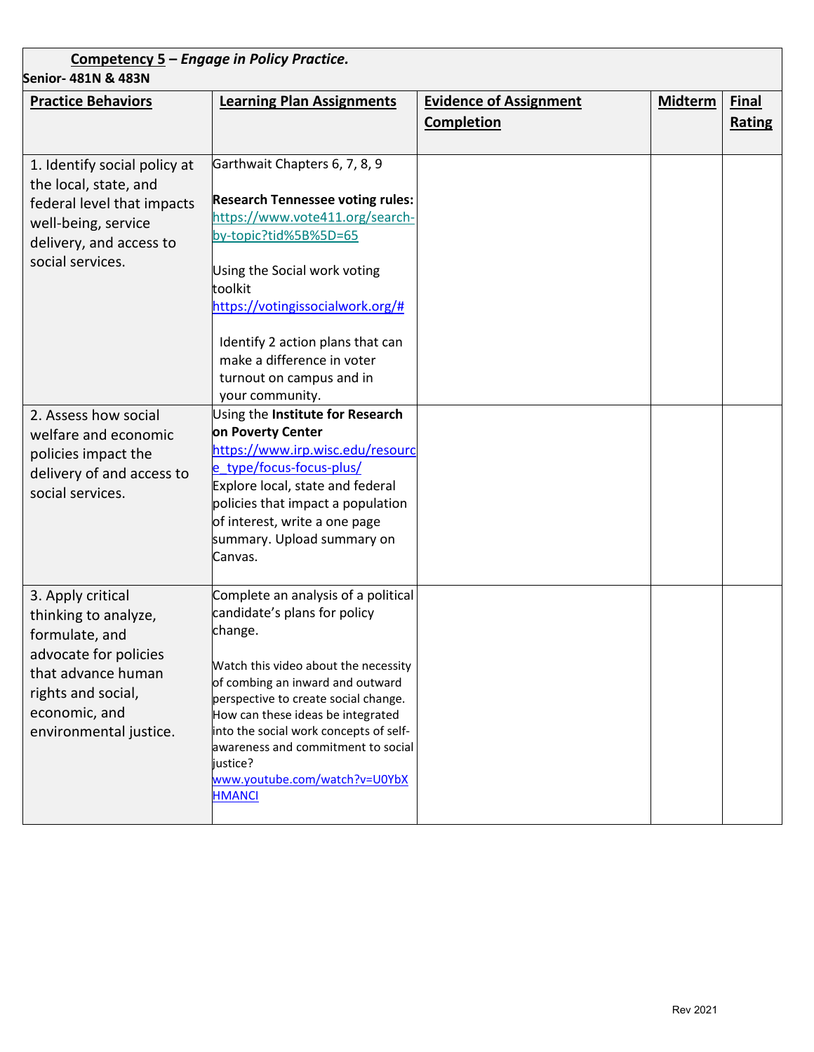**Competency 5** – ***Engage in Policy Practice.***

**Senior- 481N & 483N**

| Practice Behaviors | Learning Plan Assignments | Evidence of Assignment Completion | Midterm | Final Rating |
|---|---|---|---|---|
| 1. Identify social policy at the local, state, and federal level that impacts well-being, service delivery, and access to social services. | Garthwait Chapters 6, 7, 8, 9<br><br>**Research Tennessee voting rules:** https://www.vote411.org/search-by-topic?tid%5B%5D=65<br><br>Using the Social work voting toolkit https://votingissocialwork.org/#<br><br>Identify 2 action plans that can make a difference in voter turnout on campus and in your community. | | | |
| 2. Assess how social welfare and economic policies impact the delivery of and access to social services. | Using the **Institute for Research on Poverty Center** https://www.irp.wisc.edu/resource_type/focus-focus-plus/ Explore local, state and federal policies that impact a population of interest, write a one page summary. Upload summary on Canvas. | | | |
| 3. Apply critical thinking to analyze, formulate, and advocate for policies that advance human rights and social, economic, and environmental justice. | Complete an analysis of a political candidate's plans for policy change.<br><br>Watch this video about the necessity of combing an inward and outward perspective to create social change. How can these ideas be integrated into the social work concepts of self-awareness and commitment to social justice? www.youtube.com/watch?v=U0YbXHMANCI | | | |

Rev 2021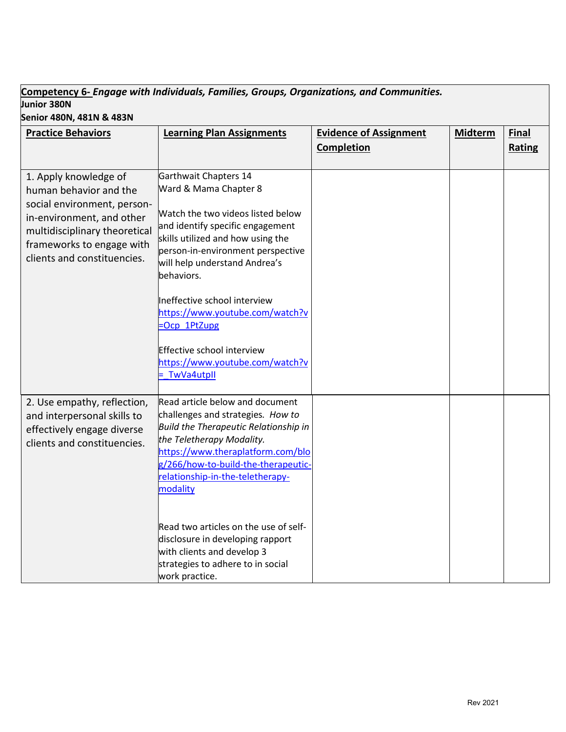**Competency 6-** ***Engage with Individuals, Families, Groups, Organizations, and Communities.***
**Junior 380N**
**Senior 480N, 481N & 483N**

| **Practice Behaviors** | **Learning Plan Assignments** | **Evidence of Assignment Completion** | **Midterm** | **Final Rating** |
|---|---|---|---|---|
| 1. Apply knowledge of human behavior and the social environment, person-in-environment, and other multidisciplinary theoretical frameworks to engage with clients and constituencies. | Garthwait Chapters 14<br>Ward & Mama Chapter 8<br><br>Watch the two videos listed below and identify specific engagement skills utilized and how using the person-in-environment perspective will help understand Andrea's behaviors.<br><br>Ineffective school interview<br>https://www.youtube.com/watch?v=Ocp_1PtZupg<br><br>Effective school interview<br>https://www.youtube.com/watch?v=_TwVa4utpIl | | | |
| 2. Use empathy, reflection, and interpersonal skills to effectively engage diverse clients and constituencies. | Read article below and document challenges and strategies. *How to Build the Therapeutic Relationship in the Teletherapy Modality.*<br>https://www.theraplatform.com/blog/266/how-to-build-the-therapeutic-relationship-in-the-teletherapy-modality<br><br>Read two articles on the use of self-disclosure in developing rapport with clients and develop 3 strategies to adhere to in social work practice. | | | |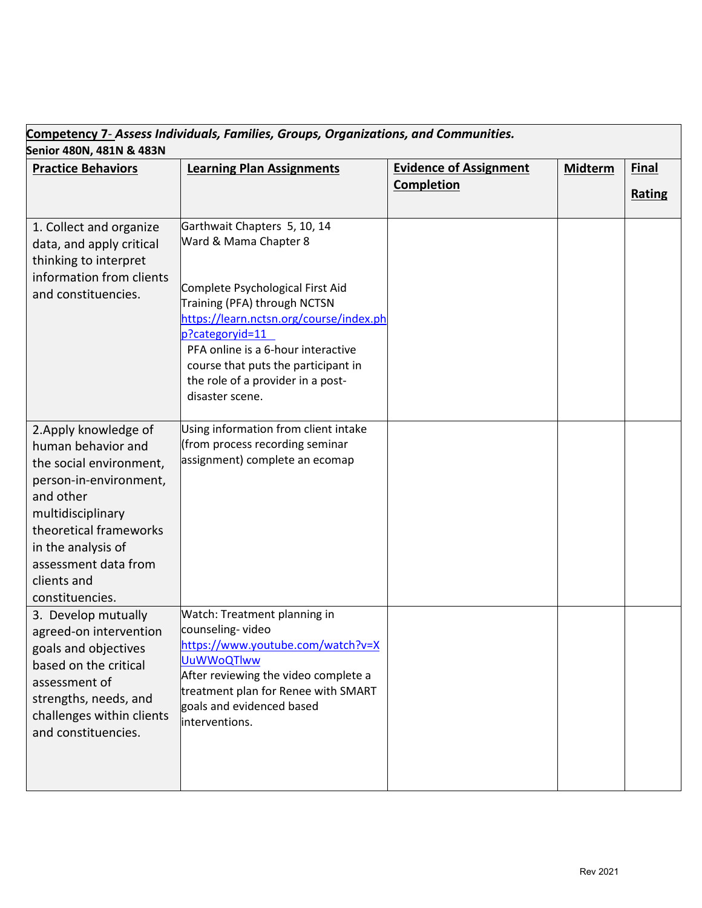**Competency 7- *Assess Individuals, Families, Groups, Organizations, and Communities.***

**Senior 480N, 481N & 483N**

| **Practice Behaviors** | **Learning Plan Assignments** | **Evidence of Assignment Completion** | **Midterm** | **Final Rating** |
|---|---|---|---|---|
| 1. Collect and organize data, and apply critical thinking to interpret information from clients and constituencies. | Garthwait Chapters 5, 10, 14<br>Ward & Mama Chapter 8<br><br>Complete Psychological First Aid Training (PFA) through NCTSN https://learn.nctsn.org/course/index.php?categoryid=11<br>PFA online is a 6-hour interactive course that puts the participant in the role of a provider in a post-disaster scene. | | | |
| 2.Apply knowledge of human behavior and the social environment, person-in-environment, and other multidisciplinary theoretical frameworks in the analysis of assessment data from clients and constituencies. | Using information from client intake (from process recording seminar assignment) complete an ecomap | | | |
| 3. Develop mutually agreed-on intervention goals and objectives based on the critical assessment of strengths, needs, and challenges within clients and constituencies. | Watch: Treatment planning in counseling- video https://www.youtube.com/watch?v=XUuWWoQTlww<br>After reviewing the video complete a treatment plan for Renee with SMART goals and evidenced based interventions. | | | |

Rev 2021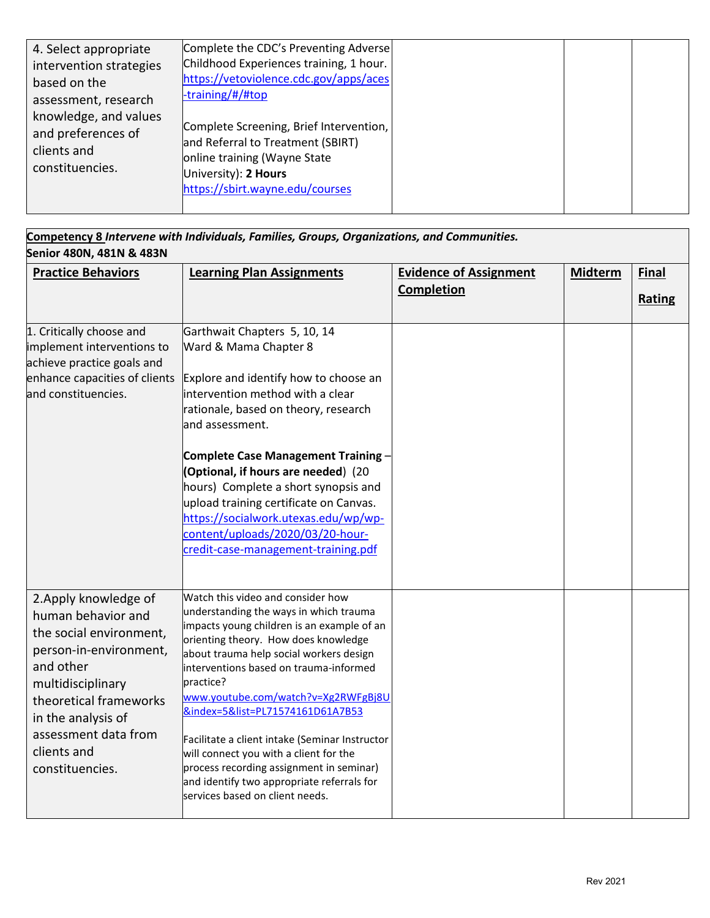| | | | | |
|---|---|---|---|---|
| 4. Select appropriate intervention strategies based on the assessment, research knowledge, and values and preferences of clients and constituencies. | Complete the CDC's Preventing Adverse Childhood Experiences training, 1 hour. https://vetoviolence.cdc.gov/apps/aces-training/#/#top<br><br>Complete Screening, Brief Intervention, and Referral to Treatment (SBIRT) online training (Wayne State University): **2 Hours** https://sbirt.wayne.edu/courses | | | |

**Competency 8** ***Intervene with Individuals, Families, Groups, Organizations, and Communities.***
**Senior 480N, 481N & 483N**

| **Practice Behaviors** | **Learning Plan Assignments** | **Evidence of Assignment Completion** | **Midterm** | **Final Rating** |
|---|---|---|---|---|
| 1. Critically choose and implement interventions to achieve practice goals and enhance capacities of clients and constituencies. | Garthwait Chapters 5, 10, 14<br>Ward & Mama Chapter 8<br><br>Explore and identify how to choose an intervention method with a clear rationale, based on theory, research and assessment.<br><br>**Complete Case Management Training – (Optional, if hours are needed)** (20 hours) Complete a short synopsis and upload training certificate on Canvas. https://socialwork.utexas.edu/wp/wp-content/uploads/2020/03/20-hour-credit-case-management-training.pdf | | | |
| 2.Apply knowledge of human behavior and the social environment, person-in-environment, and other multidisciplinary theoretical frameworks in the analysis of assessment data from clients and constituencies. | Watch this video and consider how understanding the ways in which trauma impacts young children is an example of an orienting theory. How does knowledge about trauma help social workers design interventions based on trauma-informed practice? www.youtube.com/watch?v=Xg2RWFgBj8U&index=5&list=PL71574161D61A7B53<br><br>Facilitate a client intake (Seminar Instructor will connect you with a client for the process recording assignment in seminar) and identify two appropriate referrals for services based on client needs. | | | |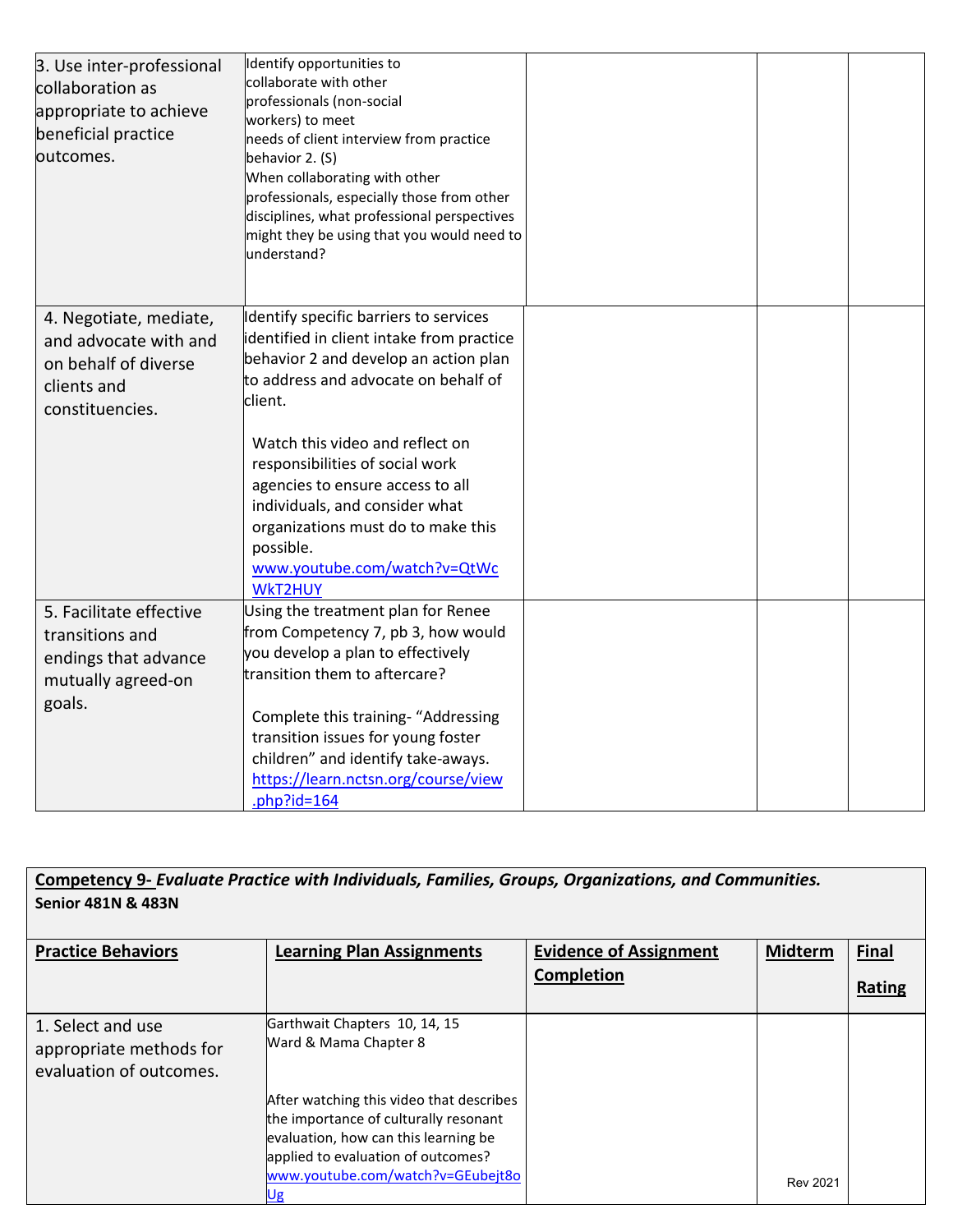| | | | | |
|---|---|---|---|---|
| 3. Use inter-professional collaboration as appropriate to achieve beneficial practice outcomes. | Identify opportunities to collaborate with other professionals (non-social workers) to meet needs of client interview from practice behavior 2. (S)<br>When collaborating with other professionals, especially those from other disciplines, what professional perspectives might they be using that you would need to understand? | | | |
| 4. Negotiate, mediate, and advocate with and on behalf of diverse clients and constituencies. | Identify specific barriers to services identified in client intake from practice behavior 2 and develop an action plan to address and advocate on behalf of client.<br><br>Watch this video and reflect on responsibilities of social work agencies to ensure access to all individuals, and consider what organizations must do to make this possible.<br>www.youtube.com/watch?v=QtWcWkT2HUY | | | |
| 5. Facilitate effective transitions and endings that advance mutually agreed-on goals. | Using the treatment plan for Renee from Competency 7, pb 3, how would you develop a plan to effectively transition them to aftercare?<br><br>Complete this training- "Addressing transition issues for young foster children" and identify take-aways.<br>https://learn.nctsn.org/course/view.php?id=164 | | | |

**Competency 9-** ***Evaluate Practice with Individuals, Families, Groups, Organizations, and Communities.***
**Senior 481N & 483N**

| **Practice Behaviors** | **Learning Plan Assignments** | **Evidence of Assignment Completion** | **Midterm** | **Final Rating** |
|---|---|---|---|---|
| 1. Select and use appropriate methods for evaluation of outcomes. | Garthwait Chapters 10, 14, 15<br>Ward & Mama Chapter 8<br><br>After watching this video that describes the importance of culturally resonant evaluation, how can this learning be applied to evaluation of outcomes?<br>www.youtube.com/watch?v=GEubejt8oUg | | | |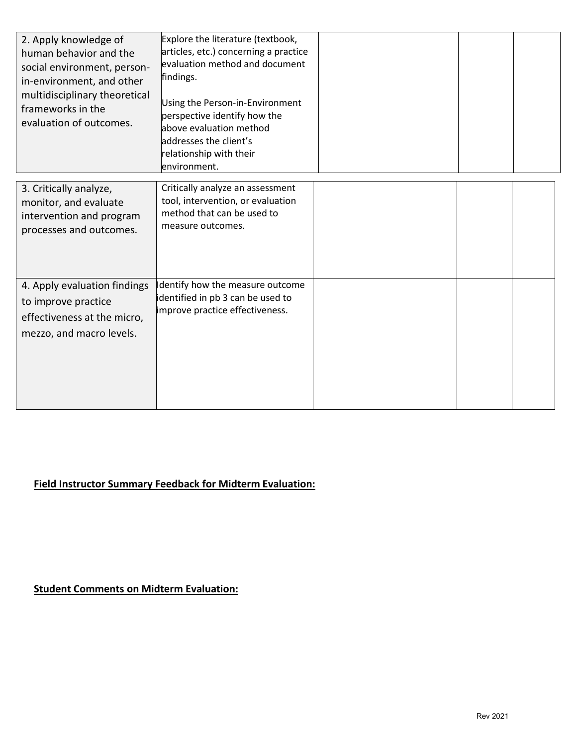| | | | | |
|---|---|---|---|---|
| 2. Apply knowledge of human behavior and the social environment, person-in-environment, and other multidisciplinary theoretical frameworks in the evaluation of outcomes. | Explore the literature (textbook, articles, etc.) concerning a practice evaluation method and document findings.<br><br>Using the Person-in-Environment perspective identify how the above evaluation method addresses the client's relationship with their environment. | | | |
| 3. Critically analyze, monitor, and evaluate intervention and program processes and outcomes. | Critically analyze an assessment tool, intervention, or evaluation method that can be used to measure outcomes. | | | |
| 4. Apply evaluation findings to improve practice effectiveness at the micro, mezzo, and macro levels. | Identify how the measure outcome identified in pb 3 can be used to improve practice effectiveness. | | | |

**Field Instructor Summary Feedback for Midterm Evaluation:**

**Student Comments on Midterm Evaluation:**

Rev 2021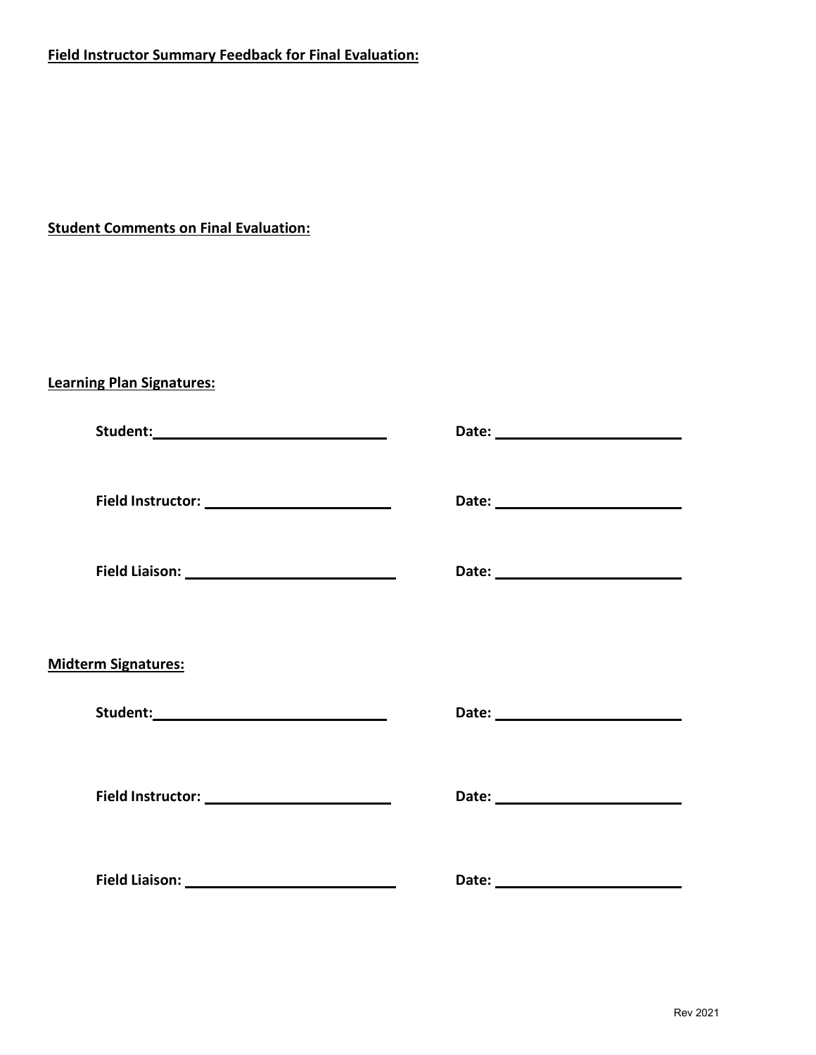**Field Instructor Summary Feedback for Final Evaluation:**

**Student Comments on Final Evaluation:**

**Learning Plan Signatures:**

**Student:** ______________________________ **Date:** ______________________

**Field Instructor:** ______________________ **Date:** ______________________

**Field Liaison:** _________________________ **Date:** ______________________

**Midterm Signatures:**

**Student:** ______________________________ **Date:** ______________________

**Field Instructor:** ______________________ **Date:** ______________________

**Field Liaison:** _________________________ **Date:** ______________________

Rev 2021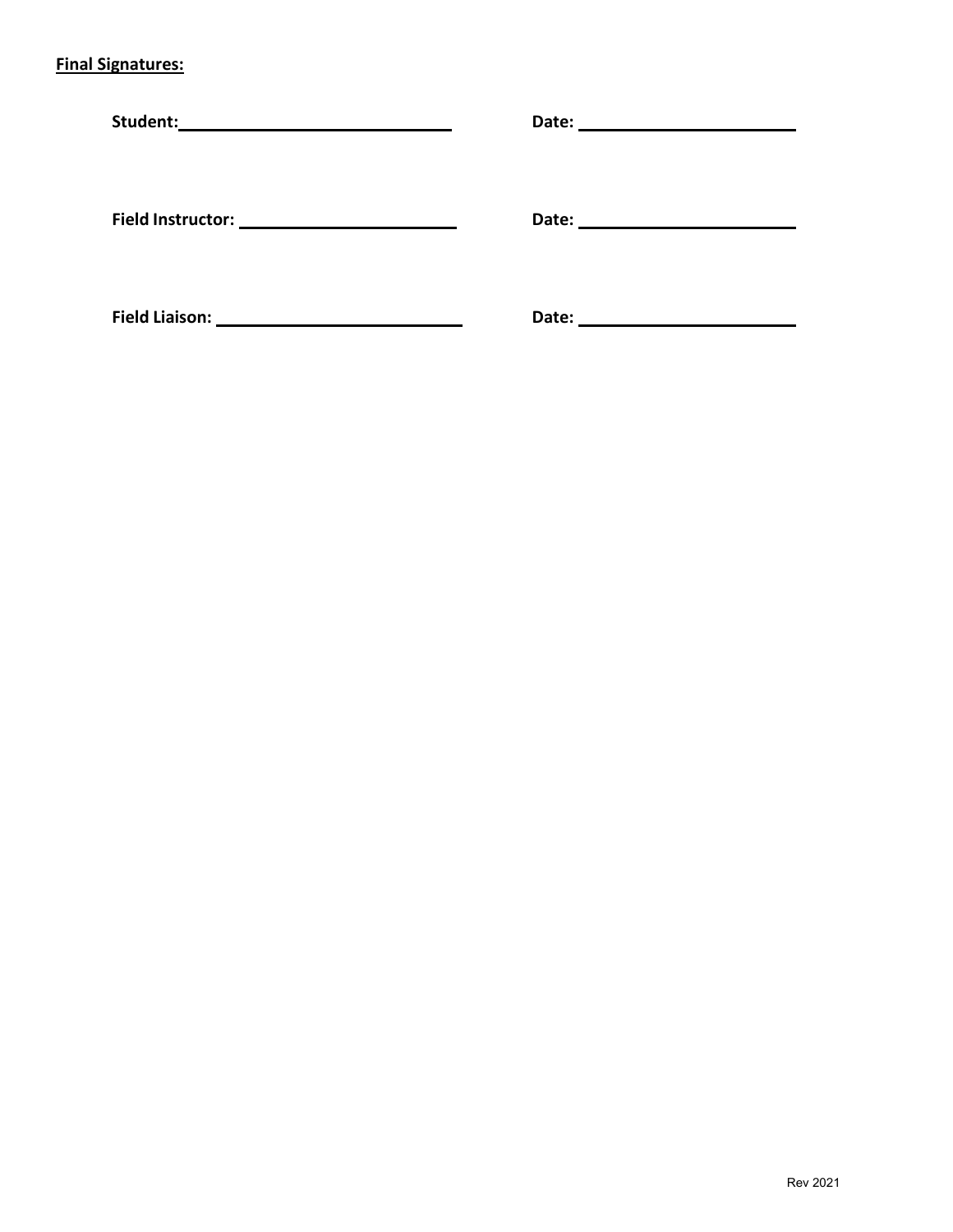**<u>Final Signatures:</u>**

**Student:** ______________________________ **Date:** ______________________

**Field Instructor:** ______________________ **Date:** ______________________

**Field Liaison:** _________________________ **Date:** ______________________

Rev 2021